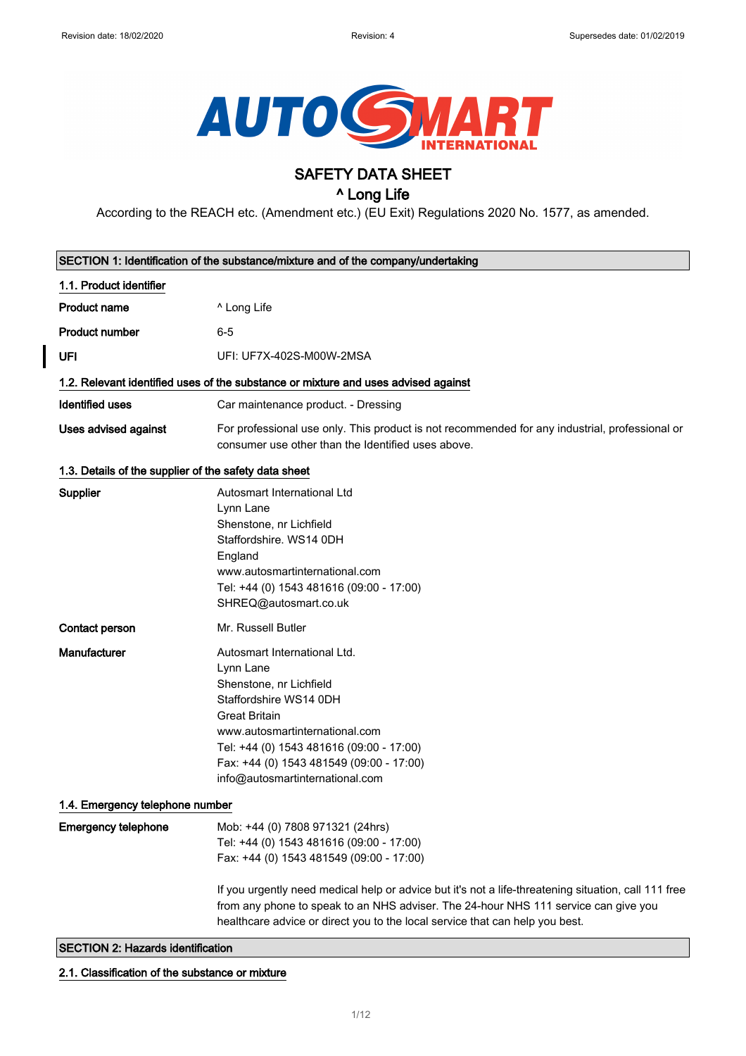# SAFETY DATA SHEET

## ^ Long Life

According to the REACH etc. (Amendment etc.) (EU Exit) Regulations 2020 No. 1577, as amended.

## SECTION 1: Identification of the substance/mixture and of the company/undertaking

### 1.1. Product identifier

| | |
|---|---|
| **Product name** | ^ Long Life |
| **Product number** | 6-5 |
| **UFI** | UFI: UF7X-402S-M00W-2MSA |

### 1.2. Relevant identified uses of the substance or mixture and uses advised against

| | |
|---|---|
| **Identified uses** | Car maintenance product. - Dressing |
| **Uses advised against** | For professional use only. This product is not recommended for any industrial, professional or consumer use other than the Identified uses above. |

### 1.3. Details of the supplier of the safety data sheet

**Supplier**

Autosmart International Ltd
Lynn Lane
Shenstone, nr Lichfield
Staffordshire. WS14 0DH
England
www.autosmartinternational.com
Tel: +44 (0) 1543 481616 (09:00 - 17:00)
SHREQ@autosmart.co.uk

**Contact person**

Mr. Russell Butler

**Manufacturer**

Autosmart International Ltd.
Lynn Lane
Shenstone, nr Lichfield
Staffordshire WS14 0DH
Great Britain
www.autosmartinternational.com
Tel: +44 (0) 1543 481616 (09:00 - 17:00)
Fax: +44 (0) 1543 481549 (09:00 - 17:00)
info@autosmartinternational.com

### 1.4. Emergency telephone number

**Emergency telephone**

Mob: +44 (0) 7808 971321 (24hrs)
Tel: +44 (0) 1543 481616 (09:00 - 17:00)
Fax: +44 (0) 1543 481549 (09:00 - 17:00)

If you urgently need medical help or advice but it's not a life-threatening situation, call 111 free from any phone to speak to an NHS adviser. The 24-hour NHS 111 service can give you healthcare advice or direct you to the local service that can help you best.

## SECTION 2: Hazards identification

### 2.1. Classification of the substance or mixture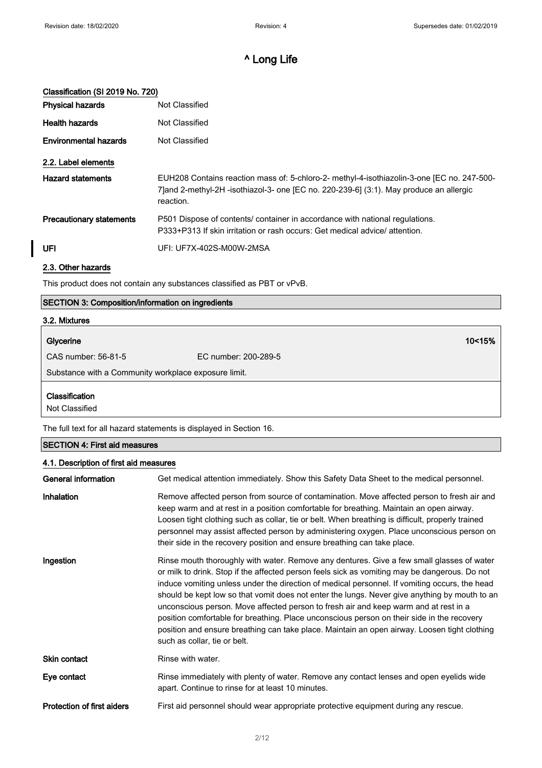# ^ Long Life

### Classification (SI 2019 No. 720)

| | |
|---|---|
| **Physical hazards** | Not Classified |
| **Health hazards** | Not Classified |
| **Environmental hazards** | Not Classified |

### 2.2. Label elements

| | |
|---|---|
| **Hazard statements** | EUH208 Contains reaction mass of: 5-chloro-2- methyl-4-isothiazolin-3-one [EC no. 247-500-7]and 2-methyl-2H -isothiazol-3- one [EC no. 220-239-6] (3:1). May produce an allergic reaction. |
| **Precautionary statements** | P501 Dispose of contents/ container in accordance with national regulations. P333+P313 If skin irritation or rash occurs: Get medical advice/ attention. |
| **UFI** | UFI: UF7X-402S-M00W-2MSA |

### 2.3. Other hazards

This product does not contain any substances classified as PBT or vPvB.

## SECTION 3: Composition/information on ingredients

### 3.2. Mixtures

**Glycerine** 10<15%

CAS number: 56-81-5 EC number: 200-289-5

Substance with a Community workplace exposure limit.

**Classification**

Not Classified

The full text for all hazard statements is displayed in Section 16.

## SECTION 4: First aid measures

### 4.1. Description of first aid measures

| | |
|---|---|
| **General information** | Get medical attention immediately. Show this Safety Data Sheet to the medical personnel. |
| **Inhalation** | Remove affected person from source of contamination. Move affected person to fresh air and keep warm and at rest in a position comfortable for breathing. Maintain an open airway. Loosen tight clothing such as collar, tie or belt. When breathing is difficult, properly trained personnel may assist affected person by administering oxygen. Place unconscious person on their side in the recovery position and ensure breathing can take place. |
| **Ingestion** | Rinse mouth thoroughly with water. Remove any dentures. Give a few small glasses of water or milk to drink. Stop if the affected person feels sick as vomiting may be dangerous. Do not induce vomiting unless under the direction of medical personnel. If vomiting occurs, the head should be kept low so that vomit does not enter the lungs. Never give anything by mouth to an unconscious person. Move affected person to fresh air and keep warm and at rest in a position comfortable for breathing. Place unconscious person on their side in the recovery position and ensure breathing can take place. Maintain an open airway. Loosen tight clothing such as collar, tie or belt. |
| **Skin contact** | Rinse with water. |
| **Eye contact** | Rinse immediately with plenty of water. Remove any contact lenses and open eyelids wide apart. Continue to rinse for at least 10 minutes. |
| **Protection of first aiders** | First aid personnel should wear appropriate protective equipment during any rescue. |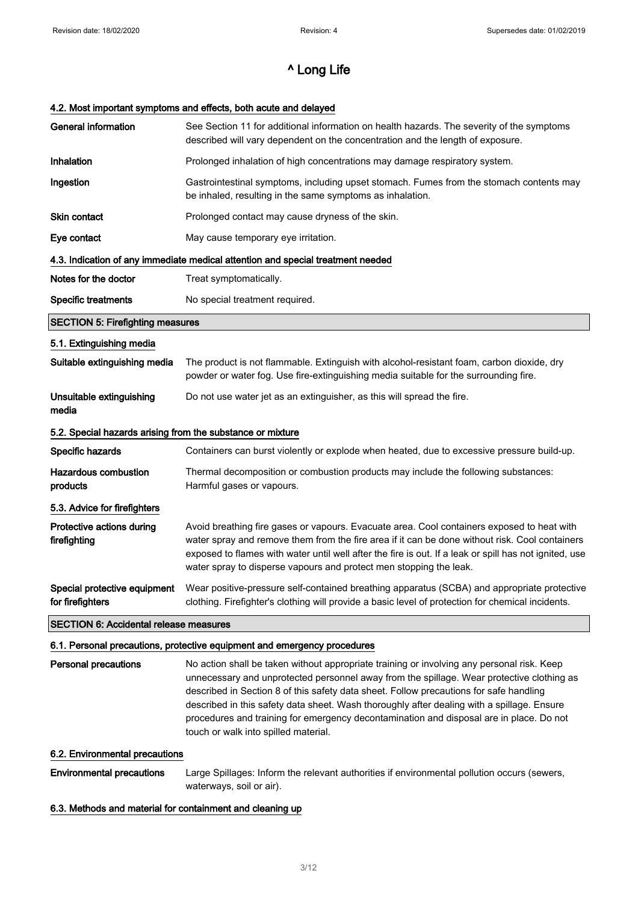# ^ Long Life

### 4.2. Most important symptoms and effects, both acute and delayed

| | |
|---|---|
| **General information** | See Section 11 for additional information on health hazards. The severity of the symptoms described will vary dependent on the concentration and the length of exposure. |
| **Inhalation** | Prolonged inhalation of high concentrations may damage respiratory system. |
| **Ingestion** | Gastrointestinal symptoms, including upset stomach. Fumes from the stomach contents may be inhaled, resulting in the same symptoms as inhalation. |
| **Skin contact** | Prolonged contact may cause dryness of the skin. |
| **Eye contact** | May cause temporary eye irritation. |

### 4.3. Indication of any immediate medical attention and special treatment needed

| | |
|---|---|
| **Notes for the doctor** | Treat symptomatically. |
| **Specific treatments** | No special treatment required. |

## SECTION 5: Firefighting measures

### 5.1. Extinguishing media

| | |
|---|---|
| **Suitable extinguishing media** | The product is not flammable. Extinguish with alcohol-resistant foam, carbon dioxide, dry powder or water fog. Use fire-extinguishing media suitable for the surrounding fire. |
| **Unsuitable extinguishing media** | Do not use water jet as an extinguisher, as this will spread the fire. |

### 5.2. Special hazards arising from the substance or mixture

| | |
|---|---|
| **Specific hazards** | Containers can burst violently or explode when heated, due to excessive pressure build-up. |
| **Hazardous combustion products** | Thermal decomposition or combustion products may include the following substances: Harmful gases or vapours. |

### 5.3. Advice for firefighters

| | |
|---|---|
| **Protective actions during firefighting** | Avoid breathing fire gases or vapours. Evacuate area. Cool containers exposed to heat with water spray and remove them from the fire area if it can be done without risk. Cool containers exposed to flames with water until well after the fire is out. If a leak or spill has not ignited, use water spray to disperse vapours and protect men stopping the leak. |
| **Special protective equipment for firefighters** | Wear positive-pressure self-contained breathing apparatus (SCBA) and appropriate protective clothing. Firefighter's clothing will provide a basic level of protection for chemical incidents. |

## SECTION 6: Accidental release measures

### 6.1. Personal precautions, protective equipment and emergency procedures

| | |
|---|---|
| **Personal precautions** | No action shall be taken without appropriate training or involving any personal risk. Keep unnecessary and unprotected personnel away from the spillage. Wear protective clothing as described in Section 8 of this safety data sheet. Follow precautions for safe handling described in this safety data sheet. Wash thoroughly after dealing with a spillage. Ensure procedures and training for emergency decontamination and disposal are in place. Do not touch or walk into spilled material. |

### 6.2. Environmental precautions

| | |
|---|---|
| **Environmental precautions** | Large Spillages: Inform the relevant authorities if environmental pollution occurs (sewers, waterways, soil or air). |

### 6.3. Methods and material for containment and cleaning up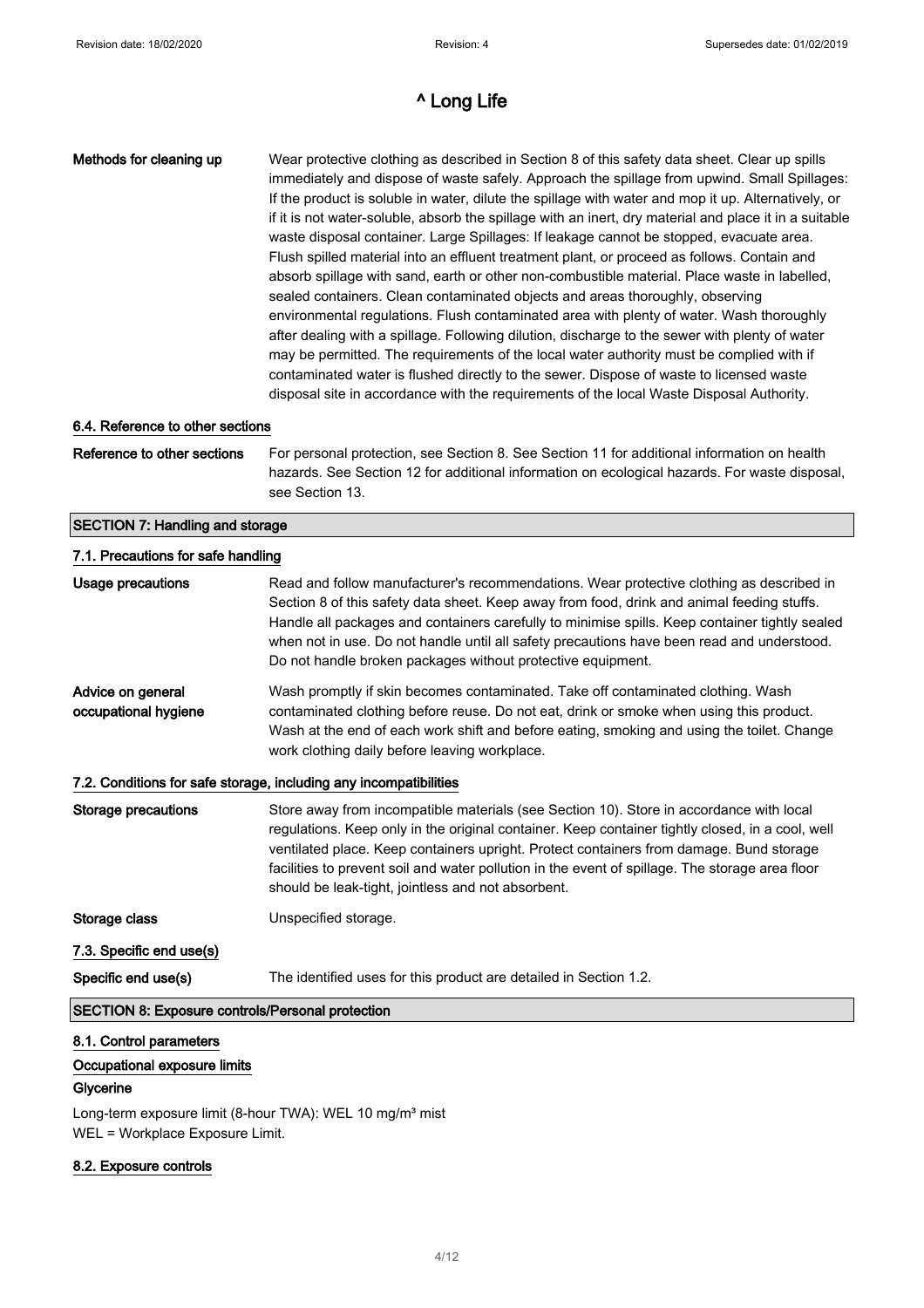# ^ Long Life

**Methods for cleaning up** Wear protective clothing as described in Section 8 of this safety data sheet. Clear up spills immediately and dispose of waste safely. Approach the spillage from upwind. Small Spillages: If the product is soluble in water, dilute the spillage with water and mop it up. Alternatively, or if it is not water-soluble, absorb the spillage with an inert, dry material and place it in a suitable waste disposal container. Large Spillages: If leakage cannot be stopped, evacuate area. Flush spilled material into an effluent treatment plant, or proceed as follows. Contain and absorb spillage with sand, earth or other non-combustible material. Place waste in labelled, sealed containers. Clean contaminated objects and areas thoroughly, observing environmental regulations. Flush contaminated area with plenty of water. Wash thoroughly after dealing with a spillage. Following dilution, discharge to the sewer with plenty of water may be permitted. The requirements of the local water authority must be complied with if contaminated water is flushed directly to the sewer. Dispose of waste to licensed waste disposal site in accordance with the requirements of the local Waste Disposal Authority.

### 6.4. Reference to other sections

**Reference to other sections** For personal protection, see Section 8. See Section 11 for additional information on health hazards. See Section 12 for additional information on ecological hazards. For waste disposal, see Section 13.

## SECTION 7: Handling and storage

### 7.1. Precautions for safe handling

**Usage precautions** Read and follow manufacturer's recommendations. Wear protective clothing as described in Section 8 of this safety data sheet. Keep away from food, drink and animal feeding stuffs. Handle all packages and containers carefully to minimise spills. Keep container tightly sealed when not in use. Do not handle until all safety precautions have been read and understood. Do not handle broken packages without protective equipment.

**Advice on general occupational hygiene** Wash promptly if skin becomes contaminated. Take off contaminated clothing. Wash contaminated clothing before reuse. Do not eat, drink or smoke when using this product. Wash at the end of each work shift and before eating, smoking and using the toilet. Change work clothing daily before leaving workplace.

### 7.2. Conditions for safe storage, including any incompatibilities

**Storage precautions** Store away from incompatible materials (see Section 10). Store in accordance with local regulations. Keep only in the original container. Keep container tightly closed, in a cool, well ventilated place. Keep containers upright. Protect containers from damage. Bund storage facilities to prevent soil and water pollution in the event of spillage. The storage area floor should be leak-tight, jointless and not absorbent.

**Storage class** Unspecified storage.

### 7.3. Specific end use(s)

**Specific end use(s)** The identified uses for this product are detailed in Section 1.2.

## SECTION 8: Exposure controls/Personal protection

### 8.1. Control parameters

### Occupational exposure limits

**Glycerine**

Long-term exposure limit (8-hour TWA): WEL 10 mg/m³ mist
WEL = Workplace Exposure Limit.

### 8.2. Exposure controls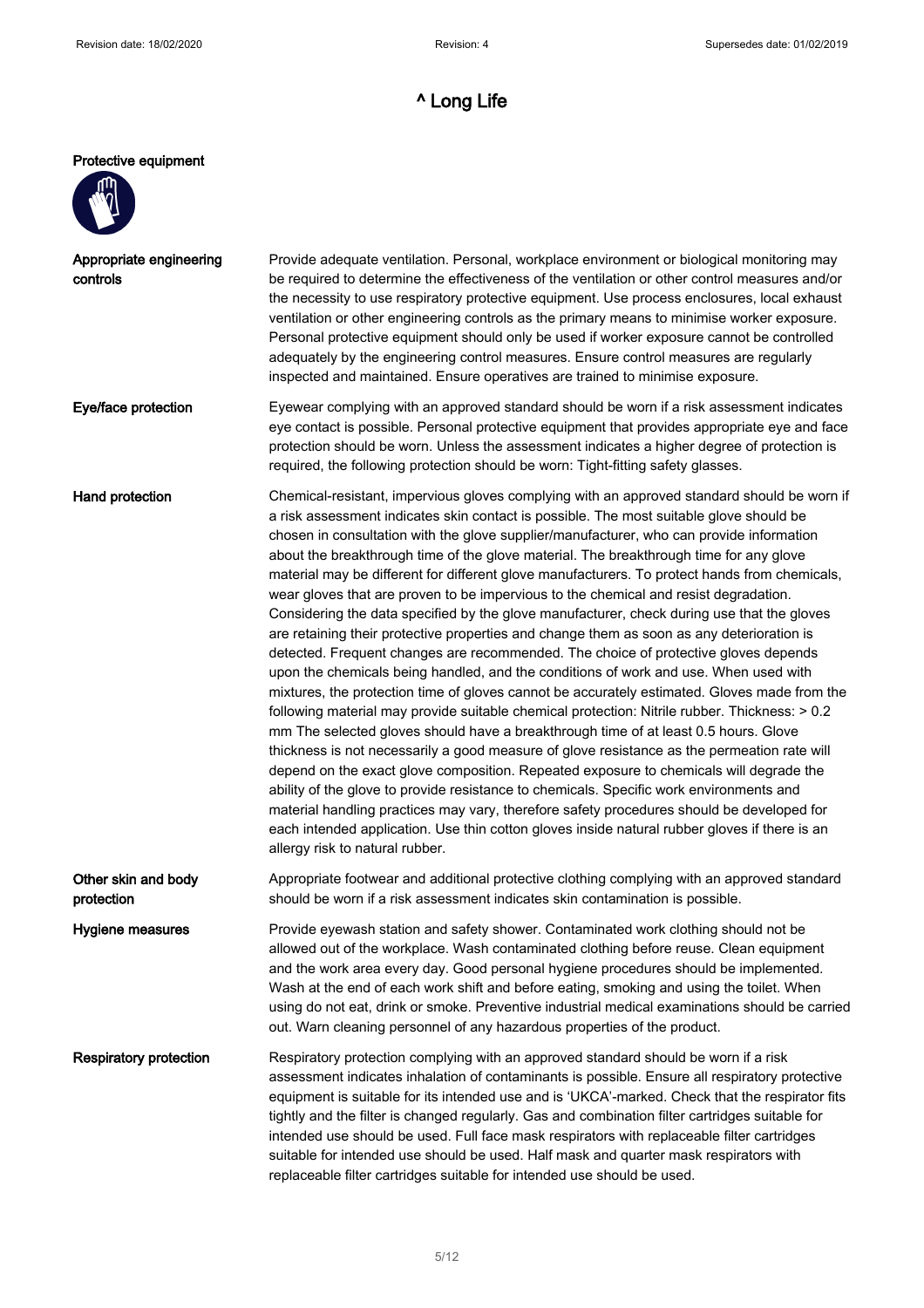# ^ Long Life

**Protective equipment**

**Appropriate engineering controls**

Provide adequate ventilation. Personal, workplace environment or biological monitoring may be required to determine the effectiveness of the ventilation or other control measures and/or the necessity to use respiratory protective equipment. Use process enclosures, local exhaust ventilation or other engineering controls as the primary means to minimise worker exposure. Personal protective equipment should only be used if worker exposure cannot be controlled adequately by the engineering control measures. Ensure control measures are regularly inspected and maintained. Ensure operatives are trained to minimise exposure.

**Eye/face protection**

Eyewear complying with an approved standard should be worn if a risk assessment indicates eye contact is possible. Personal protective equipment that provides appropriate eye and face protection should be worn. Unless the assessment indicates a higher degree of protection is required, the following protection should be worn: Tight-fitting safety glasses.

**Hand protection**

Chemical-resistant, impervious gloves complying with an approved standard should be worn if a risk assessment indicates skin contact is possible. The most suitable glove should be chosen in consultation with the glove supplier/manufacturer, who can provide information about the breakthrough time of the glove material. The breakthrough time for any glove material may be different for different glove manufacturers. To protect hands from chemicals, wear gloves that are proven to be impervious to the chemical and resist degradation. Considering the data specified by the glove manufacturer, check during use that the gloves are retaining their protective properties and change them as soon as any deterioration is detected. Frequent changes are recommended. The choice of protective gloves depends upon the chemicals being handled, and the conditions of work and use. When used with mixtures, the protection time of gloves cannot be accurately estimated. Gloves made from the following material may provide suitable chemical protection: Nitrile rubber. Thickness: > 0.2 mm The selected gloves should have a breakthrough time of at least 0.5 hours. Glove thickness is not necessarily a good measure of glove resistance as the permeation rate will depend on the exact glove composition. Repeated exposure to chemicals will degrade the ability of the glove to provide resistance to chemicals. Specific work environments and material handling practices may vary, therefore safety procedures should be developed for each intended application. Use thin cotton gloves inside natural rubber gloves if there is an allergy risk to natural rubber.

**Other skin and body protection**

Appropriate footwear and additional protective clothing complying with an approved standard should be worn if a risk assessment indicates skin contamination is possible.

**Hygiene measures**

Provide eyewash station and safety shower. Contaminated work clothing should not be allowed out of the workplace. Wash contaminated clothing before reuse. Clean equipment and the work area every day. Good personal hygiene procedures should be implemented. Wash at the end of each work shift and before eating, smoking and using the toilet. When using do not eat, drink or smoke. Preventive industrial medical examinations should be carried out. Warn cleaning personnel of any hazardous properties of the product.

**Respiratory protection**

Respiratory protection complying with an approved standard should be worn if a risk assessment indicates inhalation of contaminants is possible. Ensure all respiratory protective equipment is suitable for its intended use and is 'UKCA'-marked. Check that the respirator fits tightly and the filter is changed regularly. Gas and combination filter cartridges suitable for intended use should be used. Full face mask respirators with replaceable filter cartridges suitable for intended use should be used. Half mask and quarter mask respirators with replaceable filter cartridges suitable for intended use should be used.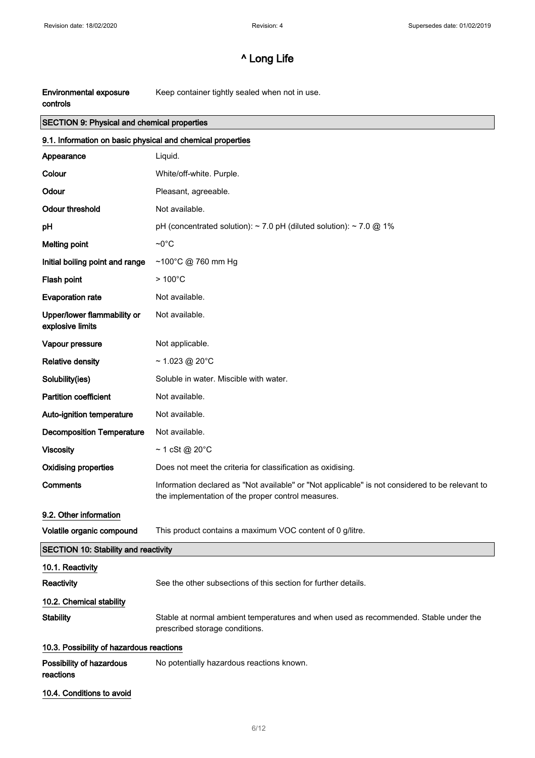| | |
|---|---|
| **Environmental exposure controls** | Keep container tightly sealed when not in use. |

## SECTION 9: Physical and chemical properties

### 9.1. Information on basic physical and chemical properties

| | |
|---|---|
| **Appearance** | Liquid. |
| **Colour** | White/off-white. Purple. |
| **Odour** | Pleasant, agreeable. |
| **Odour threshold** | Not available. |
| **pH** | pH (concentrated solution): ~ 7.0 pH (diluted solution): ~ 7.0 @ 1% |
| **Melting point** | ~0°C |
| **Initial boiling point and range** | ~100°C @ 760 mm Hg |
| **Flash point** | > 100°C |
| **Evaporation rate** | Not available. |
| **Upper/lower flammability or explosive limits** | Not available. |
| **Vapour pressure** | Not applicable. |
| **Relative density** | ~ 1.023 @ 20°C |
| **Solubility(ies)** | Soluble in water. Miscible with water. |
| **Partition coefficient** | Not available. |
| **Auto-ignition temperature** | Not available. |
| **Decomposition Temperature** | Not available. |
| **Viscosity** | ~ 1 cSt @ 20°C |
| **Oxidising properties** | Does not meet the criteria for classification as oxidising. |
| **Comments** | Information declared as "Not available" or "Not applicable" is not considered to be relevant to the implementation of the proper control measures. |

### 9.2. Other information

| | |
|---|---|
| **Volatile organic compound** | This product contains a maximum VOC content of 0 g/litre. |

## SECTION 10: Stability and reactivity

### 10.1. Reactivity

| | |
|---|---|
| **Reactivity** | See the other subsections of this section for further details. |

### 10.2. Chemical stability

| | |
|---|---|
| **Stability** | Stable at normal ambient temperatures and when used as recommended. Stable under the prescribed storage conditions. |

### 10.3. Possibility of hazardous reactions

| | |
|---|---|
| **Possibility of hazardous reactions** | No potentially hazardous reactions known. |

### 10.4. Conditions to avoid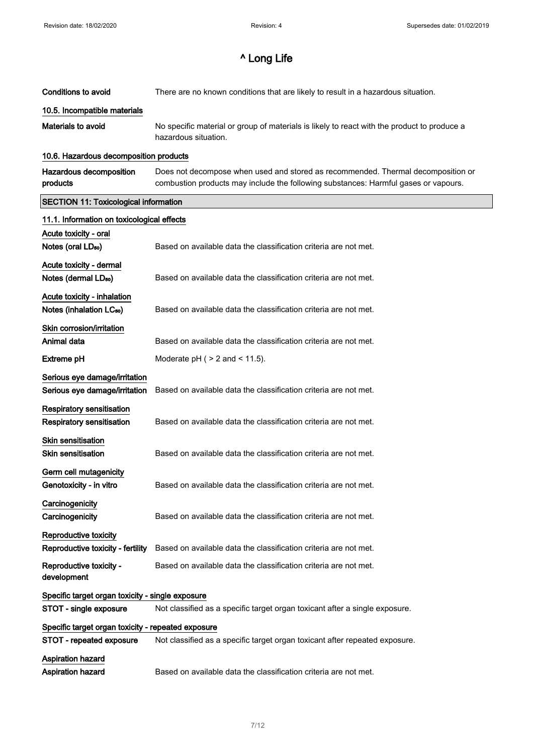# ^ Long Life

| | |
|---|---|
| **Conditions to avoid** | There are no known conditions that are likely to result in a hazardous situation. |

### 10.5. Incompatible materials

| | |
|---|---|
| **Materials to avoid** | No specific material or group of materials is likely to react with the product to produce a hazardous situation. |

### 10.6. Hazardous decomposition products

| | |
|---|---|
| **Hazardous decomposition products** | Does not decompose when used and stored as recommended. Thermal decomposition or combustion products may include the following substances: Harmful gases or vapours. |

## SECTION 11: Toxicological information

### 11.1. Information on toxicological effects

**Acute toxicity - oral**

| | |
|---|---|
| **Notes (oral $LD_{50}$)** | Based on available data the classification criteria are not met. |

**Acute toxicity - dermal**

| | |
|---|---|
| **Notes (dermal $LD_{50}$)** | Based on available data the classification criteria are not met. |

**Acute toxicity - inhalation**

| | |
|---|---|
| **Notes (inhalation $LC_{50}$)** | Based on available data the classification criteria are not met. |

**Skin corrosion/irritation**

| | |
|---|---|
| **Animal data** | Based on available data the classification criteria are not met. |
| **Extreme pH** | Moderate pH ( > 2 and < 11.5). |

**Serious eye damage/irritation**

| | |
|---|---|
| **Serious eye damage/irritation** | Based on available data the classification criteria are not met. |

**Respiratory sensitisation**

| | |
|---|---|
| **Respiratory sensitisation** | Based on available data the classification criteria are not met. |

**Skin sensitisation**

| | |
|---|---|
| **Skin sensitisation** | Based on available data the classification criteria are not met. |

**Germ cell mutagenicity**

| | |
|---|---|
| **Genotoxicity - in vitro** | Based on available data the classification criteria are not met. |

**Carcinogenicity**

| | |
|---|---|
| **Carcinogenicity** | Based on available data the classification criteria are not met. |

**Reproductive toxicity**

| | |
|---|---|
| **Reproductive toxicity - fertility** | Based on available data the classification criteria are not met. |
| **Reproductive toxicity - development** | Based on available data the classification criteria are not met. |

**Specific target organ toxicity - single exposure**

| | |
|---|---|
| **STOT - single exposure** | Not classified as a specific target organ toxicant after a single exposure. |

**Specific target organ toxicity - repeated exposure**

| | |
|---|---|
| **STOT - repeated exposure** | Not classified as a specific target organ toxicant after repeated exposure. |

**Aspiration hazard**

| | |
|---|---|
| **Aspiration hazard** | Based on available data the classification criteria are not met. |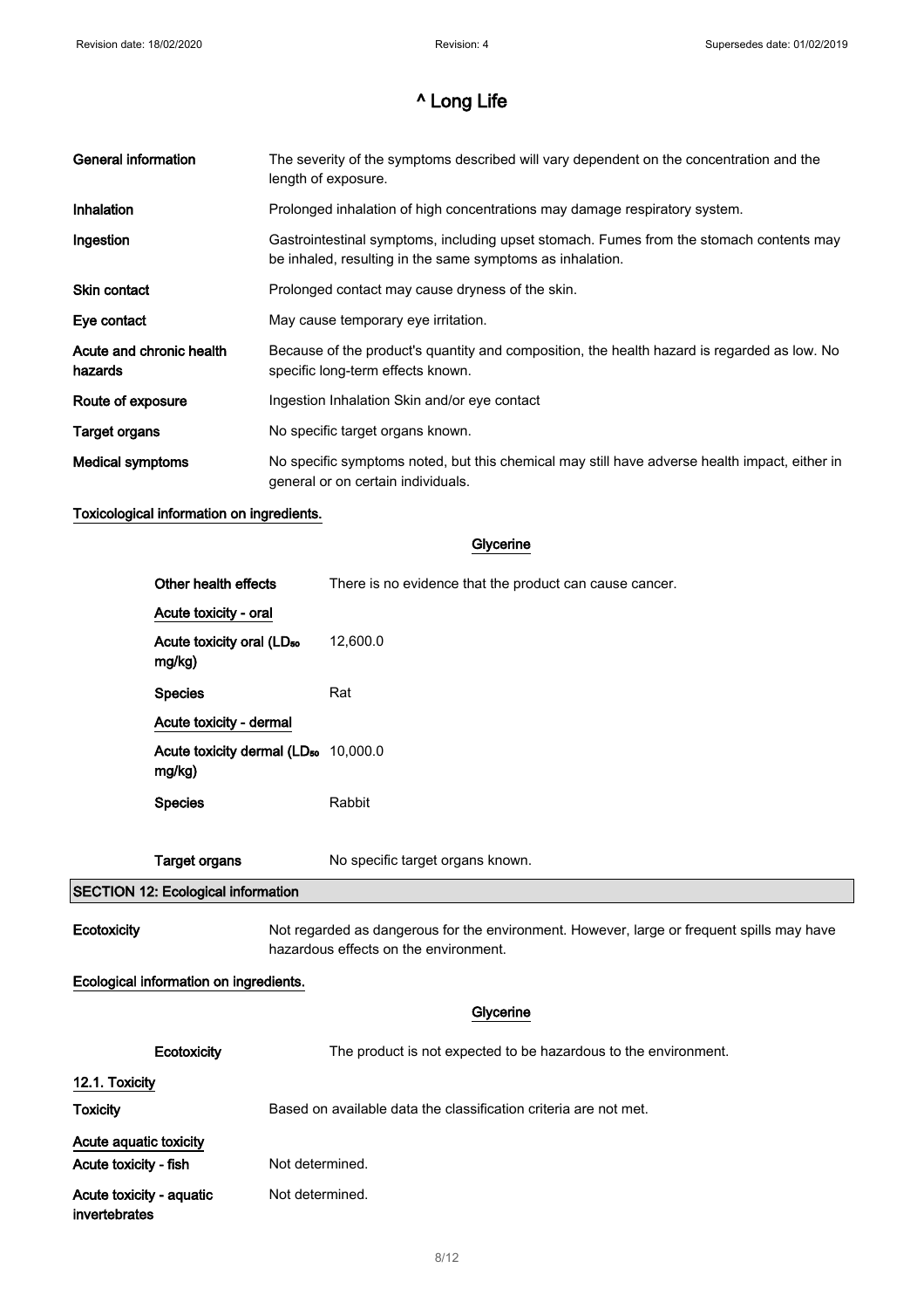# ^ Long Life

| | |
|---|---|
| **General information** | The severity of the symptoms described will vary dependent on the concentration and the length of exposure. |
| **Inhalation** | Prolonged inhalation of high concentrations may damage respiratory system. |
| **Ingestion** | Gastrointestinal symptoms, including upset stomach. Fumes from the stomach contents may be inhaled, resulting in the same symptoms as inhalation. |
| **Skin contact** | Prolonged contact may cause dryness of the skin. |
| **Eye contact** | May cause temporary eye irritation. |
| **Acute and chronic health hazards** | Because of the product's quantity and composition, the health hazard is regarded as low. No specific long-term effects known. |
| **Route of exposure** | Ingestion Inhalation Skin and/or eye contact |
| **Target organs** | No specific target organs known. |
| **Medical symptoms** | No specific symptoms noted, but this chemical may still have adverse health impact, either in general or on certain individuals. |

**Toxicological information on ingredients.**

**Glycerine**

| | |
|---|---|
| **Other health effects** | There is no evidence that the product can cause cancer. |
| **Acute toxicity - oral** | |
| **Acute toxicity oral ($LD_{50}$ mg/kg)** | 12,600.0 |
| **Species** | Rat |
| **Acute toxicity - dermal** | |
| **Acute toxicity dermal ($LD_{50}$ mg/kg)** | 10,000.0 |
| **Species** | Rabbit |
| **Target organs** | No specific target organs known. |

## SECTION 12: Ecological information

| | |
|---|---|
| **Ecotoxicity** | Not regarded as dangerous for the environment. However, large or frequent spills may have hazardous effects on the environment. |

**Ecological information on ingredients.**

**Glycerine**

| | |
|---|---|
| **Ecotoxicity** | The product is not expected to be hazardous to the environment. |

### 12.1. Toxicity

| | |
|---|---|
| **Toxicity** | Based on available data the classification criteria are not met. |

**Acute aquatic toxicity**

| | |
|---|---|
| **Acute toxicity - fish** | Not determined. |
| **Acute toxicity - aquatic invertebrates** | Not determined. |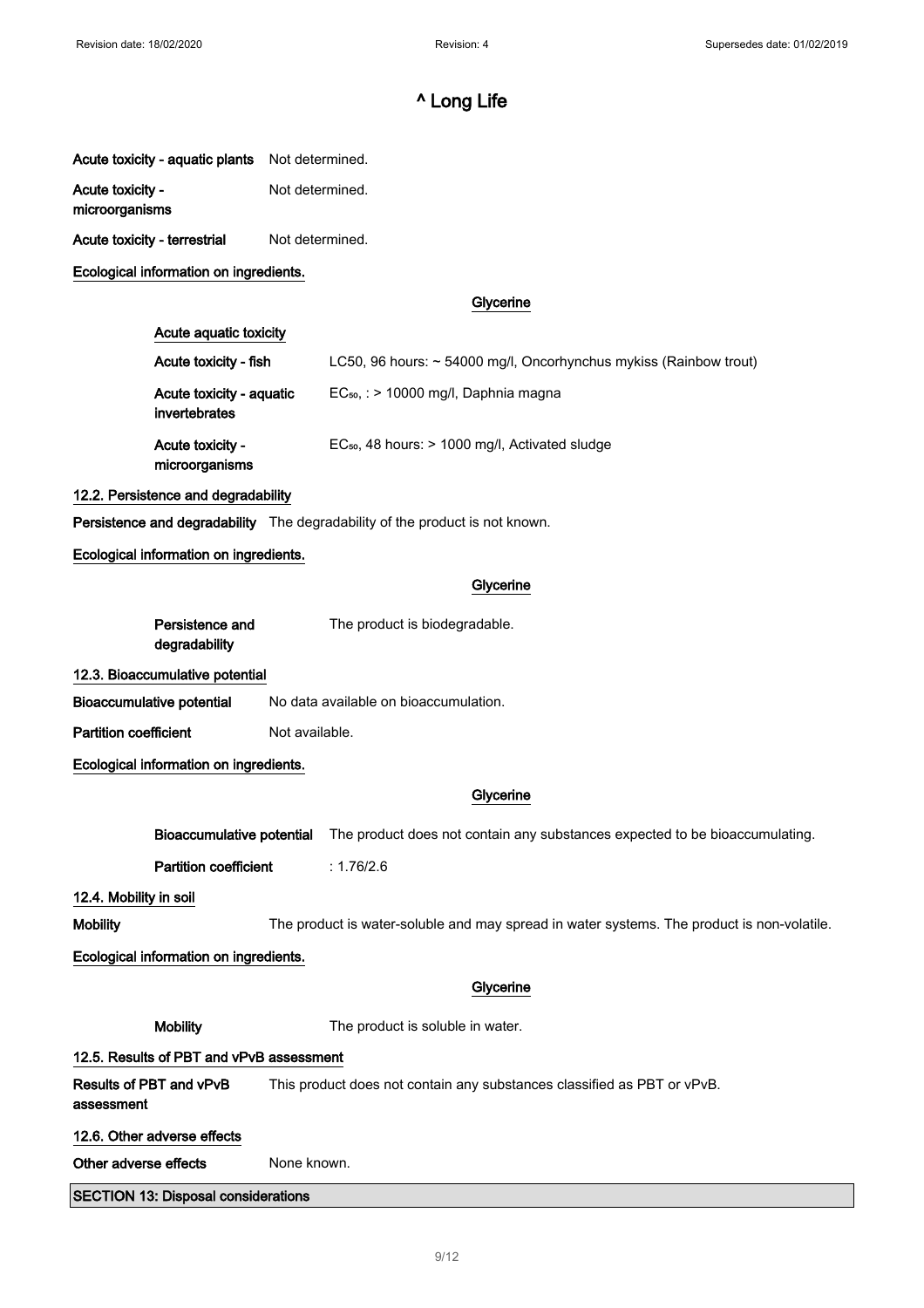| | |
|---|---|
| **Acute toxicity - aquatic plants** | Not determined. |
| **Acute toxicity - microorganisms** | Not determined. |
| **Acute toxicity - terrestrial** | Not determined. |

**Ecological information on ingredients.**

**Glycerine**

**Acute aquatic toxicity**

| | |
|---|---|
| **Acute toxicity - fish** | LC50, 96 hours: ~ 54000 mg/l, Oncorhynchus mykiss (Rainbow trout) |
| **Acute toxicity - aquatic invertebrates** | $EC_{50}$, : > 10000 mg/l, Daphnia magna |
| **Acute toxicity - microorganisms** | $EC_{50}$, 48 hours: > 1000 mg/l, Activated sludge |

**12.2. Persistence and degradability**

**Persistence and degradability** The degradability of the product is not known.

**Ecological information on ingredients.**

**Glycerine**

**Persistence and degradability** The product is biodegradable.

**12.3. Bioaccumulative potential**

| | |
|---|---|
| **Bioaccumulative potential** | No data available on bioaccumulation. |
| **Partition coefficient** | Not available. |

**Ecological information on ingredients.**

**Glycerine**

| | |
|---|---|
| **Bioaccumulative potential** | The product does not contain any substances expected to be bioaccumulating. |
| **Partition coefficient** | : 1.76/2.6 |

**12.4. Mobility in soil**

**Mobility** The product is water-soluble and may spread in water systems. The product is non-volatile.

**Ecological information on ingredients.**

**Glycerine**

**Mobility** The product is soluble in water.

**12.5. Results of PBT and vPvB assessment**

**Results of PBT and vPvB assessment** This product does not contain any substances classified as PBT or vPvB.

**12.6. Other adverse effects**

**Other adverse effects** None known.

## SECTION 13: Disposal considerations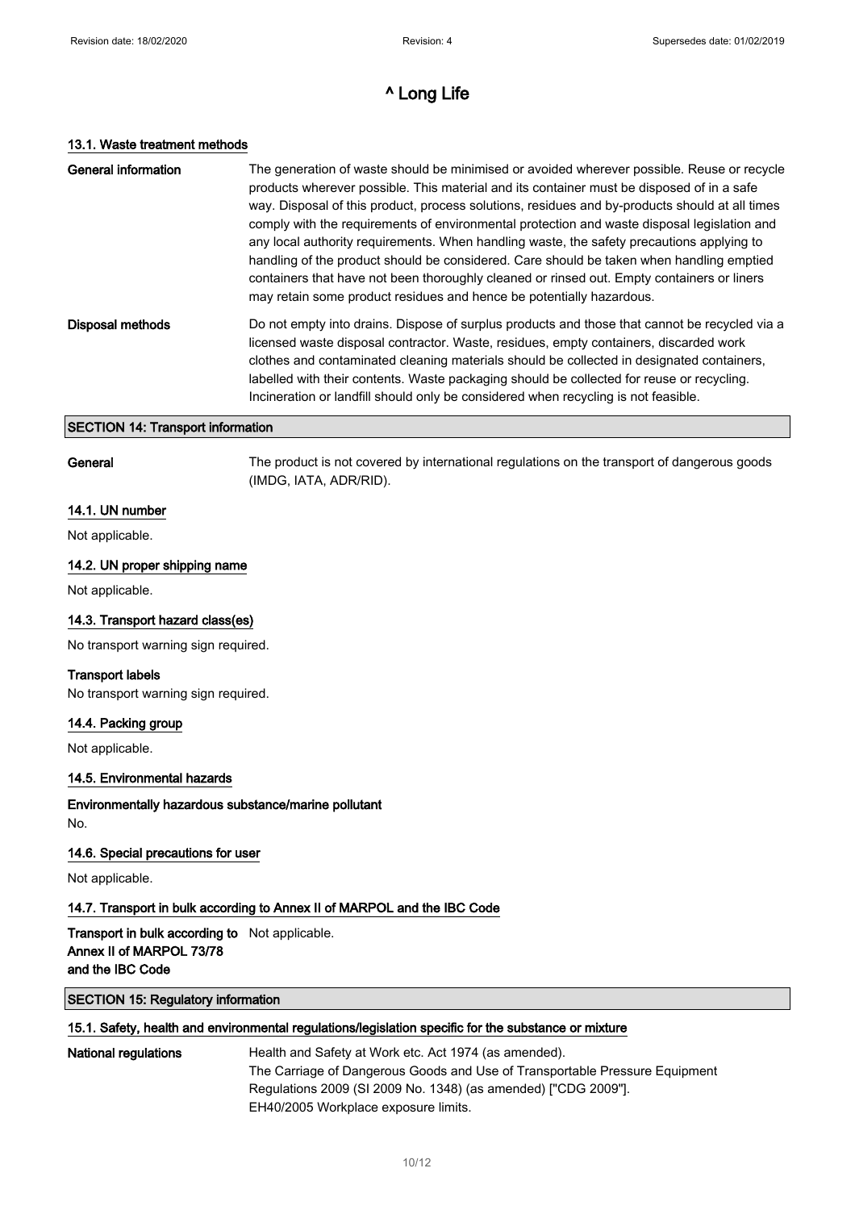# ^ Long Life

### 13.1. Waste treatment methods

**General information** The generation of waste should be minimised or avoided wherever possible. Reuse or recycle products wherever possible. This material and its container must be disposed of in a safe way. Disposal of this product, process solutions, residues and by-products should at all times comply with the requirements of environmental protection and waste disposal legislation and any local authority requirements. When handling waste, the safety precautions applying to handling of the product should be considered. Care should be taken when handling emptied containers that have not been thoroughly cleaned or rinsed out. Empty containers or liners may retain some product residues and hence be potentially hazardous.

**Disposal methods** Do not empty into drains. Dispose of surplus products and those that cannot be recycled via a licensed waste disposal contractor. Waste, residues, empty containers, discarded work clothes and contaminated cleaning materials should be collected in designated containers, labelled with their contents. Waste packaging should be collected for reuse or recycling. Incineration or landfill should only be considered when recycling is not feasible.

## SECTION 14: Transport information

**General** The product is not covered by international regulations on the transport of dangerous goods (IMDG, IATA, ADR/RID).

### 14.1. UN number

Not applicable.

### 14.2. UN proper shipping name

Not applicable.

### 14.3. Transport hazard class(es)

No transport warning sign required.

**Transport labels**

No transport warning sign required.

### 14.4. Packing group

Not applicable.

### 14.5. Environmental hazards

**Environmentally hazardous substance/marine pollutant**

No.

### 14.6. Special precautions for user

Not applicable.

### 14.7. Transport in bulk according to Annex II of MARPOL and the IBC Code

**Transport in bulk according to Annex II of MARPOL 73/78 and the IBC Code** Not applicable.

## SECTION 15: Regulatory information

### 15.1. Safety, health and environmental regulations/legislation specific for the substance or mixture

**National regulations** Health and Safety at Work etc. Act 1974 (as amended).
The Carriage of Dangerous Goods and Use of Transportable Pressure Equipment Regulations 2009 (SI 2009 No. 1348) (as amended) ["CDG 2009"].
EH40/2005 Workplace exposure limits.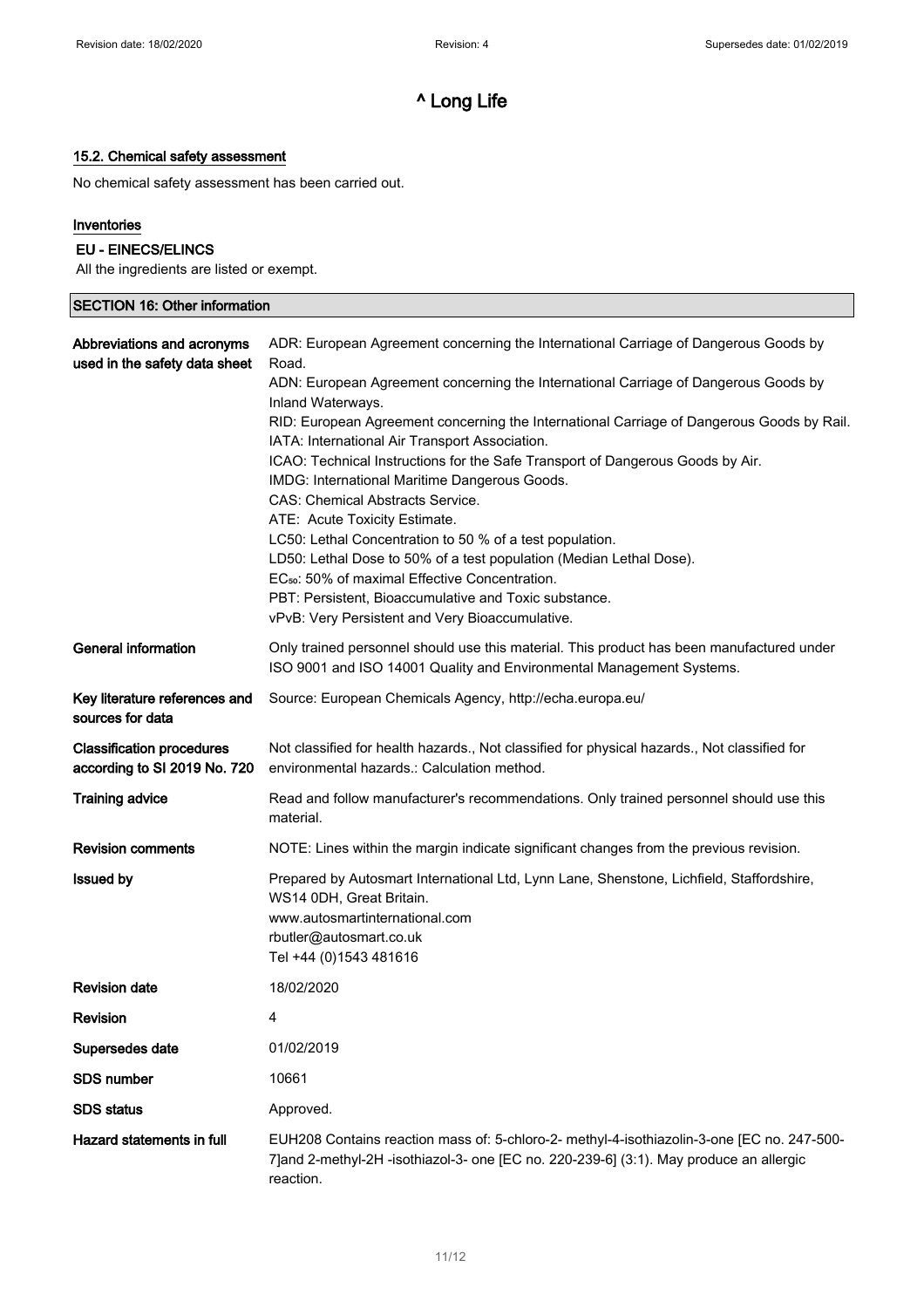## 15.2. Chemical safety assessment

No chemical safety assessment has been carried out.

### Inventories

#### EU - EINECS/ELINCS

All the ingredients are listed or exempt.

## SECTION 16: Other information

| | |
|---|---|
| **Abbreviations and acronyms used in the safety data sheet** | ADR: European Agreement concerning the International Carriage of Dangerous Goods by Road.<br>ADN: European Agreement concerning the International Carriage of Dangerous Goods by Inland Waterways.<br>RID: European Agreement concerning the International Carriage of Dangerous Goods by Rail.<br>IATA: International Air Transport Association.<br>ICAO: Technical Instructions for the Safe Transport of Dangerous Goods by Air.<br>IMDG: International Maritime Dangerous Goods.<br>CAS: Chemical Abstracts Service.<br>ATE: Acute Toxicity Estimate.<br>LC50: Lethal Concentration to 50 % of a test population.<br>LD50: Lethal Dose to 50% of a test population (Median Lethal Dose).<br>$EC_{50}$: 50% of maximal Effective Concentration.<br>PBT: Persistent, Bioaccumulative and Toxic substance.<br>vPvB: Very Persistent and Very Bioaccumulative. |
| **General information** | Only trained personnel should use this material. This product has been manufactured under ISO 9001 and ISO 14001 Quality and Environmental Management Systems. |
| **Key literature references and sources for data** | Source: European Chemicals Agency, http://echa.europa.eu/ |
| **Classification procedures according to SI 2019 No. 720** | Not classified for health hazards., Not classified for physical hazards., Not classified for environmental hazards.: Calculation method. |
| **Training advice** | Read and follow manufacturer's recommendations. Only trained personnel should use this material. |
| **Revision comments** | NOTE: Lines within the margin indicate significant changes from the previous revision. |
| **Issued by** | Prepared by Autosmart International Ltd, Lynn Lane, Shenstone, Lichfield, Staffordshire, WS14 0DH, Great Britain.<br>www.autosmartinternational.com<br>rbutler@autosmart.co.uk<br>Tel +44 (0)1543 481616 |
| **Revision date** | 18/02/2020 |
| **Revision** | 4 |
| **Supersedes date** | 01/02/2019 |
| **SDS number** | 10661 |
| **SDS status** | Approved. |
| **Hazard statements in full** | EUH208 Contains reaction mass of: 5-chloro-2- methyl-4-isothiazolin-3-one [EC no. 247-500-7]and 2-methyl-2H -isothiazol-3- one [EC no. 220-239-6] (3:1). May produce an allergic reaction. |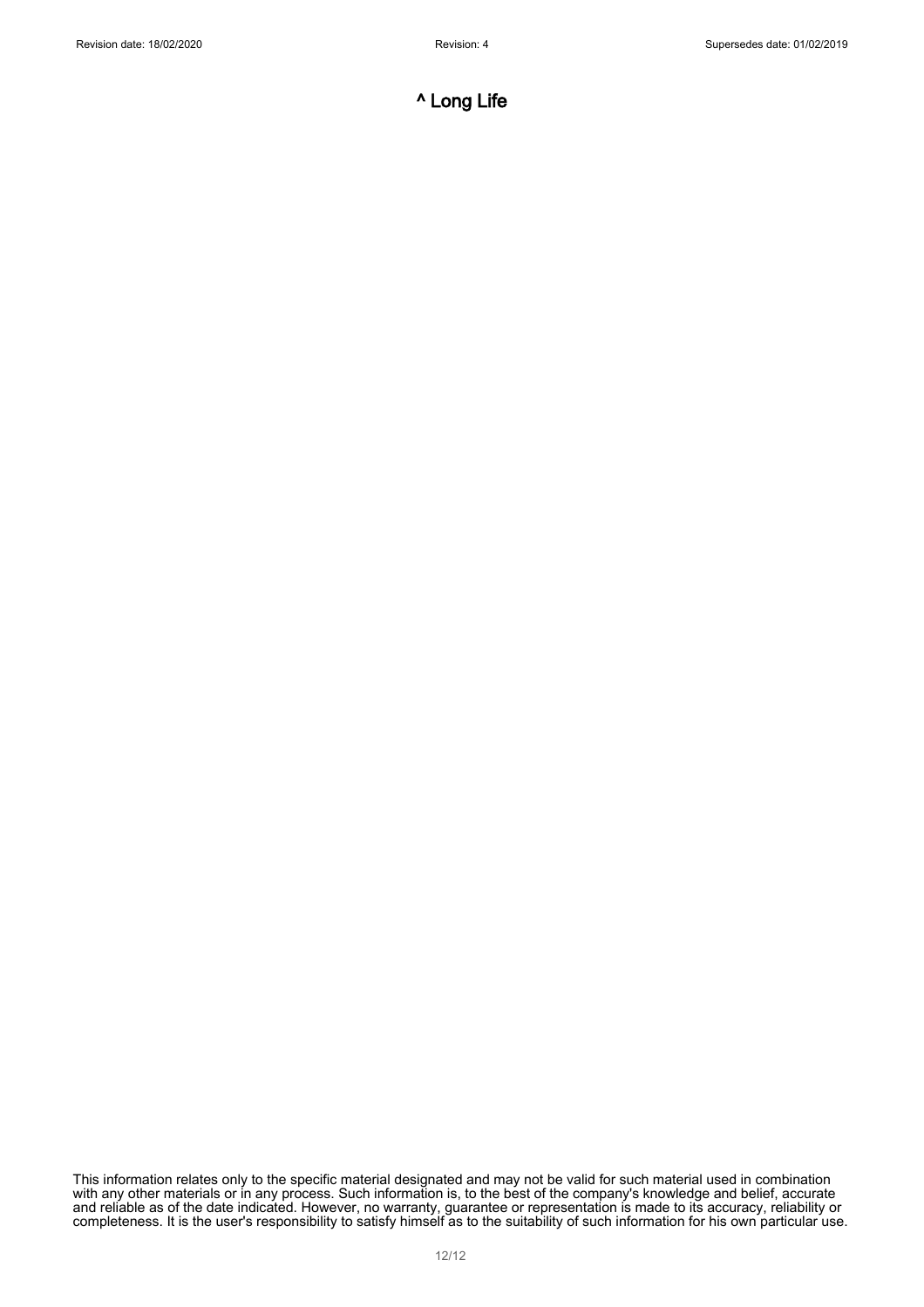This information relates only to the specific material designated and may not be valid for such material used in combination with any other materials or in any process. Such information is, to the best of the company's knowledge and belief, accurate and reliable as of the date indicated. However, no warranty, guarantee or representation is made to its accuracy, reliability or completeness. It is the user's responsibility to satisfy himself as to the suitability of such information for his own particular use.